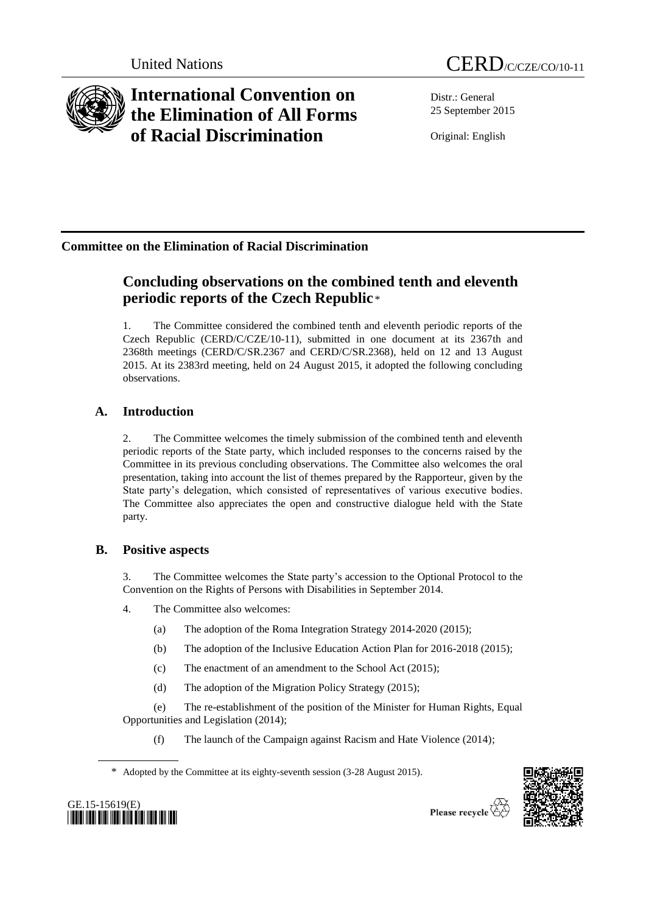United Nations

CERD/C/CZE/CO/10-11

# International Convention on the Elimination of All Forms of Racial Discrimination

Distr.: General
25 September 2015

Original: English

## Committee on the Elimination of Racial Discrimination

## Concluding observations on the combined tenth and eleventh periodic reports of the Czech Republic*

1. The Committee considered the combined tenth and eleventh periodic reports of the Czech Republic (CERD/C/CZE/10-11), submitted in one document at its 2367th and 2368th meetings (CERD/C/SR.2367 and CERD/C/SR.2368), held on 12 and 13 August 2015. At its 2383rd meeting, held on 24 August 2015, it adopted the following concluding observations.

### A. Introduction

2. The Committee welcomes the timely submission of the combined tenth and eleventh periodic reports of the State party, which included responses to the concerns raised by the Committee in its previous concluding observations. The Committee also welcomes the oral presentation, taking into account the list of themes prepared by the Rapporteur, given by the State party's delegation, which consisted of representatives of various executive bodies. The Committee also appreciates the open and constructive dialogue held with the State party.

### B. Positive aspects

3. The Committee welcomes the State party's accession to the Optional Protocol to the Convention on the Rights of Persons with Disabilities in September 2014.

4. The Committee also welcomes:

(a) The adoption of the Roma Integration Strategy 2014-2020 (2015);

(b) The adoption of the Inclusive Education Action Plan for 2016-2018 (2015);

(c) The enactment of an amendment to the School Act (2015);

(d) The adoption of the Migration Policy Strategy (2015);

(e) The re-establishment of the position of the Minister for Human Rights, Equal Opportunities and Legislation (2014);

(f) The launch of the Campaign against Racism and Hate Violence (2014);

\* Adopted by the Committee at its eighty-seventh session (3-28 August 2015).

GE.15-15619(E)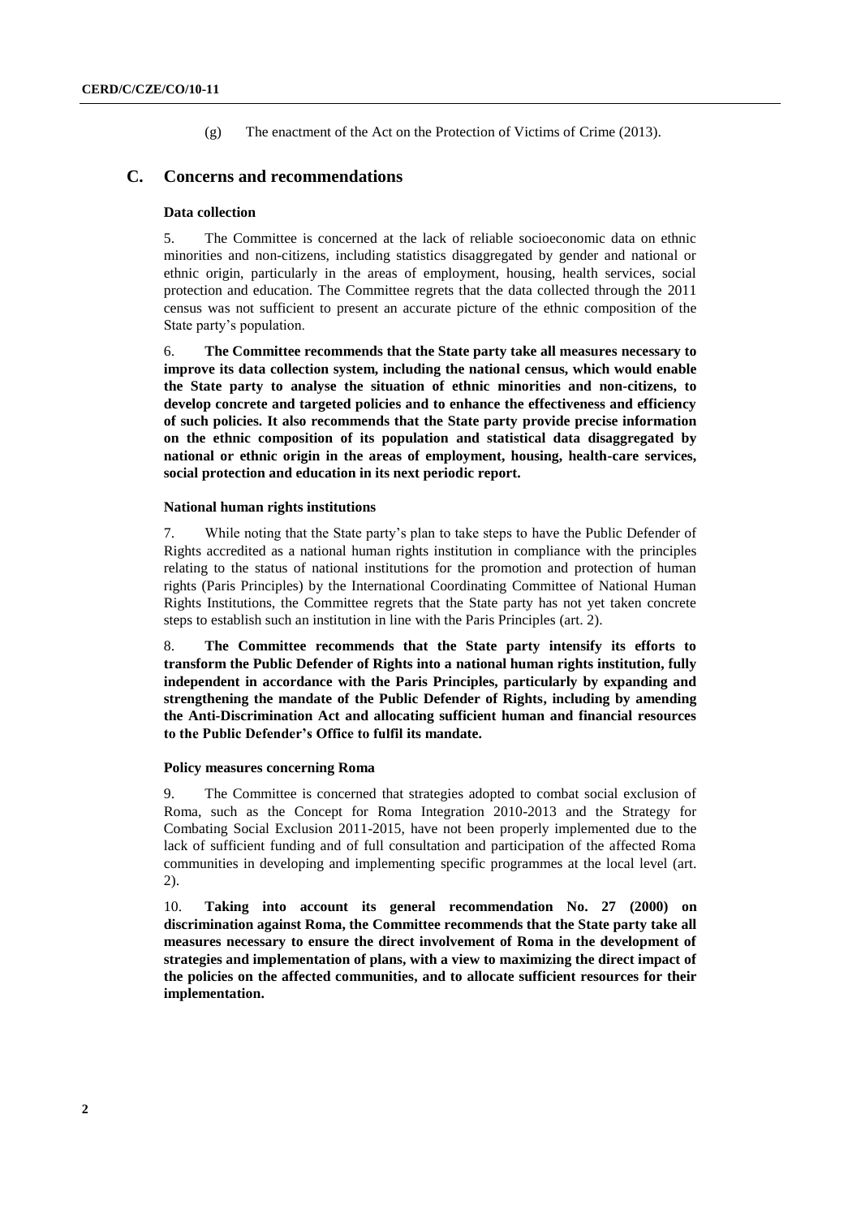(g) The enactment of the Act on the Protection of Victims of Crime (2013).

## C. Concerns and recommendations

### Data collection

5. The Committee is concerned at the lack of reliable socioeconomic data on ethnic minorities and non-citizens, including statistics disaggregated by gender and national or ethnic origin, particularly in the areas of employment, housing, health services, social protection and education. The Committee regrets that the data collected through the 2011 census was not sufficient to present an accurate picture of the ethnic composition of the State party's population.

6. **The Committee recommends that the State party take all measures necessary to improve its data collection system, including the national census, which would enable the State party to analyse the situation of ethnic minorities and non-citizens, to develop concrete and targeted policies and to enhance the effectiveness and efficiency of such policies. It also recommends that the State party provide precise information on the ethnic composition of its population and statistical data disaggregated by national or ethnic origin in the areas of employment, housing, health-care services, social protection and education in its next periodic report.**

### National human rights institutions

7. While noting that the State party's plan to take steps to have the Public Defender of Rights accredited as a national human rights institution in compliance with the principles relating to the status of national institutions for the promotion and protection of human rights (Paris Principles) by the International Coordinating Committee of National Human Rights Institutions, the Committee regrets that the State party has not yet taken concrete steps to establish such an institution in line with the Paris Principles (art. 2).

8. **The Committee recommends that the State party intensify its efforts to transform the Public Defender of Rights into a national human rights institution, fully independent in accordance with the Paris Principles, particularly by expanding and strengthening the mandate of the Public Defender of Rights, including by amending the Anti-Discrimination Act and allocating sufficient human and financial resources to the Public Defender's Office to fulfil its mandate.**

### Policy measures concerning Roma

9. The Committee is concerned that strategies adopted to combat social exclusion of Roma, such as the Concept for Roma Integration 2010-2013 and the Strategy for Combating Social Exclusion 2011-2015, have not been properly implemented due to the lack of sufficient funding and of full consultation and participation of the affected Roma communities in developing and implementing specific programmes at the local level (art. 2).

10. **Taking into account its general recommendation No. 27 (2000) on discrimination against Roma, the Committee recommends that the State party take all measures necessary to ensure the direct involvement of Roma in the development of strategies and implementation of plans, with a view to maximizing the direct impact of the policies on the affected communities, and to allocate sufficient resources for their implementation.**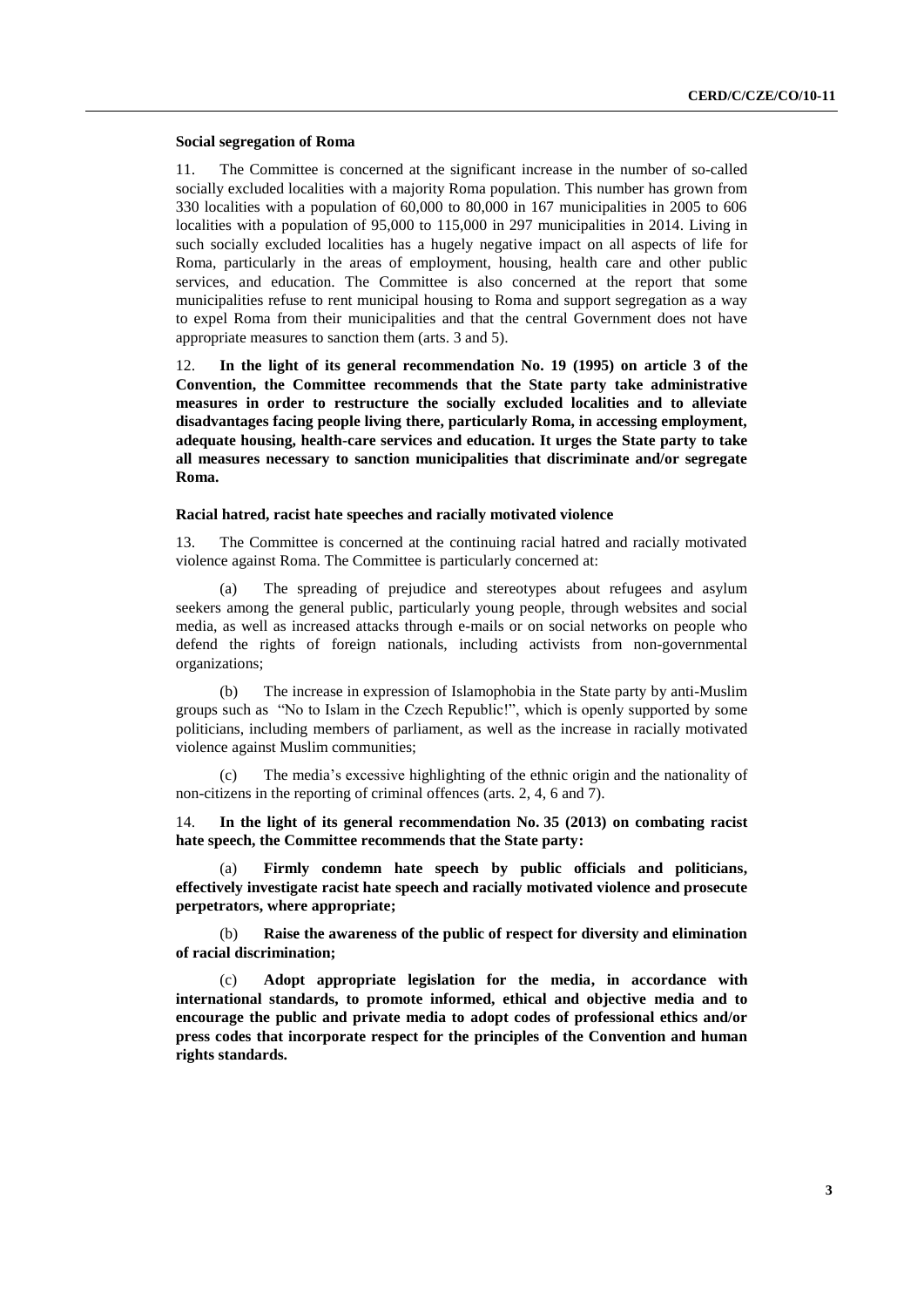### Social segregation of Roma

11. The Committee is concerned at the significant increase in the number of so-called socially excluded localities with a majority Roma population. This number has grown from 330 localities with a population of 60,000 to 80,000 in 167 municipalities in 2005 to 606 localities with a population of 95,000 to 115,000 in 297 municipalities in 2014. Living in such socially excluded localities has a hugely negative impact on all aspects of life for Roma, particularly in the areas of employment, housing, health care and other public services, and education. The Committee is also concerned at the report that some municipalities refuse to rent municipal housing to Roma and support segregation as a way to expel Roma from their municipalities and that the central Government does not have appropriate measures to sanction them (arts. 3 and 5).

12. **In the light of its general recommendation No. 19 (1995) on article 3 of the Convention, the Committee recommends that the State party take administrative measures in order to restructure the socially excluded localities and to alleviate disadvantages facing people living there, particularly Roma, in accessing employment, adequate housing, health-care services and education. It urges the State party to take all measures necessary to sanction municipalities that discriminate and/or segregate Roma.**

### Racial hatred, racist hate speeches and racially motivated violence

13. The Committee is concerned at the continuing racial hatred and racially motivated violence against Roma. The Committee is particularly concerned at:

(a) The spreading of prejudice and stereotypes about refugees and asylum seekers among the general public, particularly young people, through websites and social media, as well as increased attacks through e-mails or on social networks on people who defend the rights of foreign nationals, including activists from non-governmental organizations;

(b) The increase in expression of Islamophobia in the State party by anti-Muslim groups such as "No to Islam in the Czech Republic!", which is openly supported by some politicians, including members of parliament, as well as the increase in racially motivated violence against Muslim communities;

(c) The media's excessive highlighting of the ethnic origin and the nationality of non-citizens in the reporting of criminal offences (arts. 2, 4, 6 and 7).

14. **In the light of its general recommendation No. 35 (2013) on combating racist hate speech, the Committee recommends that the State party:**

(a) **Firmly condemn hate speech by public officials and politicians, effectively investigate racist hate speech and racially motivated violence and prosecute perpetrators, where appropriate;**

(b) **Raise the awareness of the public of respect for diversity and elimination of racial discrimination;**

(c) **Adopt appropriate legislation for the media, in accordance with international standards, to promote informed, ethical and objective media and to encourage the public and private media to adopt codes of professional ethics and/or press codes that incorporate respect for the principles of the Convention and human rights standards.**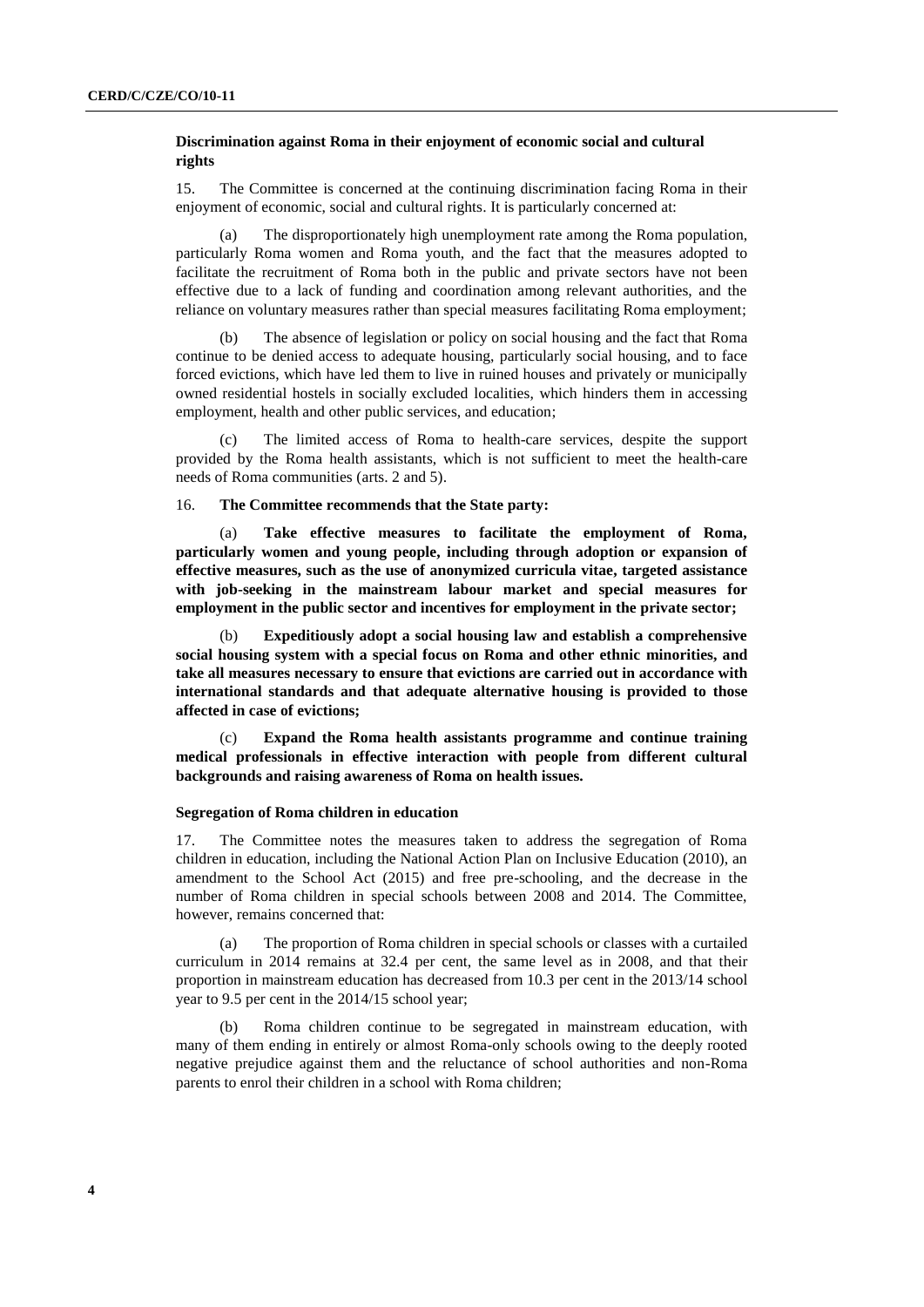**Discrimination against Roma in their enjoyment of economic social and cultural rights**

15. The Committee is concerned at the continuing discrimination facing Roma in their enjoyment of economic, social and cultural rights. It is particularly concerned at:

(a) The disproportionately high unemployment rate among the Roma population, particularly Roma women and Roma youth, and the fact that the measures adopted to facilitate the recruitment of Roma both in the public and private sectors have not been effective due to a lack of funding and coordination among relevant authorities, and the reliance on voluntary measures rather than special measures facilitating Roma employment;

(b) The absence of legislation or policy on social housing and the fact that Roma continue to be denied access to adequate housing, particularly social housing, and to face forced evictions, which have led them to live in ruined houses and privately or municipally owned residential hostels in socially excluded localities, which hinders them in accessing employment, health and other public services, and education;

(c) The limited access of Roma to health-care services, despite the support provided by the Roma health assistants, which is not sufficient to meet the health-care needs of Roma communities (arts. 2 and 5).

16. **The Committee recommends that the State party:**

(a) **Take effective measures to facilitate the employment of Roma, particularly women and young people, including through adoption or expansion of effective measures, such as the use of anonymized curricula vitae, targeted assistance with job-seeking in the mainstream labour market and special measures for employment in the public sector and incentives for employment in the private sector;**

(b) **Expeditiously adopt a social housing law and establish a comprehensive social housing system with a special focus on Roma and other ethnic minorities, and take all measures necessary to ensure that evictions are carried out in accordance with international standards and that adequate alternative housing is provided to those affected in case of evictions;**

(c) **Expand the Roma health assistants programme and continue training medical professionals in effective interaction with people from different cultural backgrounds and raising awareness of Roma on health issues.**

**Segregation of Roma children in education**

17. The Committee notes the measures taken to address the segregation of Roma children in education, including the National Action Plan on Inclusive Education (2010), an amendment to the School Act (2015) and free pre-schooling, and the decrease in the number of Roma children in special schools between 2008 and 2014. The Committee, however, remains concerned that:

(a) The proportion of Roma children in special schools or classes with a curtailed curriculum in 2014 remains at 32.4 per cent, the same level as in 2008, and that their proportion in mainstream education has decreased from 10.3 per cent in the 2013/14 school year to 9.5 per cent in the 2014/15 school year;

(b) Roma children continue to be segregated in mainstream education, with many of them ending in entirely or almost Roma-only schools owing to the deeply rooted negative prejudice against them and the reluctance of school authorities and non-Roma parents to enrol their children in a school with Roma children;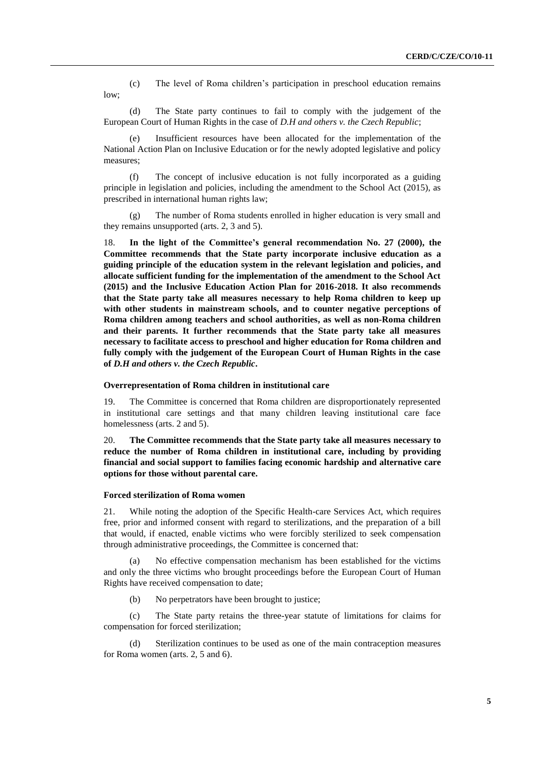(c) The level of Roma children's participation in preschool education remains low;

(d) The State party continues to fail to comply with the judgement of the European Court of Human Rights in the case of *D.H and others v. the Czech Republic*;

(e) Insufficient resources have been allocated for the implementation of the National Action Plan on Inclusive Education or for the newly adopted legislative and policy measures;

(f) The concept of inclusive education is not fully incorporated as a guiding principle in legislation and policies, including the amendment to the School Act (2015), as prescribed in international human rights law;

(g) The number of Roma students enrolled in higher education is very small and they remains unsupported (arts. 2, 3 and 5).

18. **In the light of the Committee's general recommendation No. 27 (2000), the Committee recommends that the State party incorporate inclusive education as a guiding principle of the education system in the relevant legislation and policies, and allocate sufficient funding for the implementation of the amendment to the School Act (2015) and the Inclusive Education Action Plan for 2016-2018. It also recommends that the State party take all measures necessary to help Roma children to keep up with other students in mainstream schools, and to counter negative perceptions of Roma children among teachers and school authorities, as well as non-Roma children and their parents. It further recommends that the State party take all measures necessary to facilitate access to preschool and higher education for Roma children and fully comply with the judgement of the European Court of Human Rights in the case of *D.H and others v. the Czech Republic*.**

### Overrepresentation of Roma children in institutional care

19. The Committee is concerned that Roma children are disproportionately represented in institutional care settings and that many children leaving institutional care face homelessness (arts. 2 and 5).

20. **The Committee recommends that the State party take all measures necessary to reduce the number of Roma children in institutional care, including by providing financial and social support to families facing economic hardship and alternative care options for those without parental care.**

### Forced sterilization of Roma women

21. While noting the adoption of the Specific Health-care Services Act, which requires free, prior and informed consent with regard to sterilizations, and the preparation of a bill that would, if enacted, enable victims who were forcibly sterilized to seek compensation through administrative proceedings, the Committee is concerned that:

(a) No effective compensation mechanism has been established for the victims and only the three victims who brought proceedings before the European Court of Human Rights have received compensation to date;

(b) No perpetrators have been brought to justice;

(c) The State party retains the three-year statute of limitations for claims for compensation for forced sterilization;

(d) Sterilization continues to be used as one of the main contraception measures for Roma women (arts. 2, 5 and 6).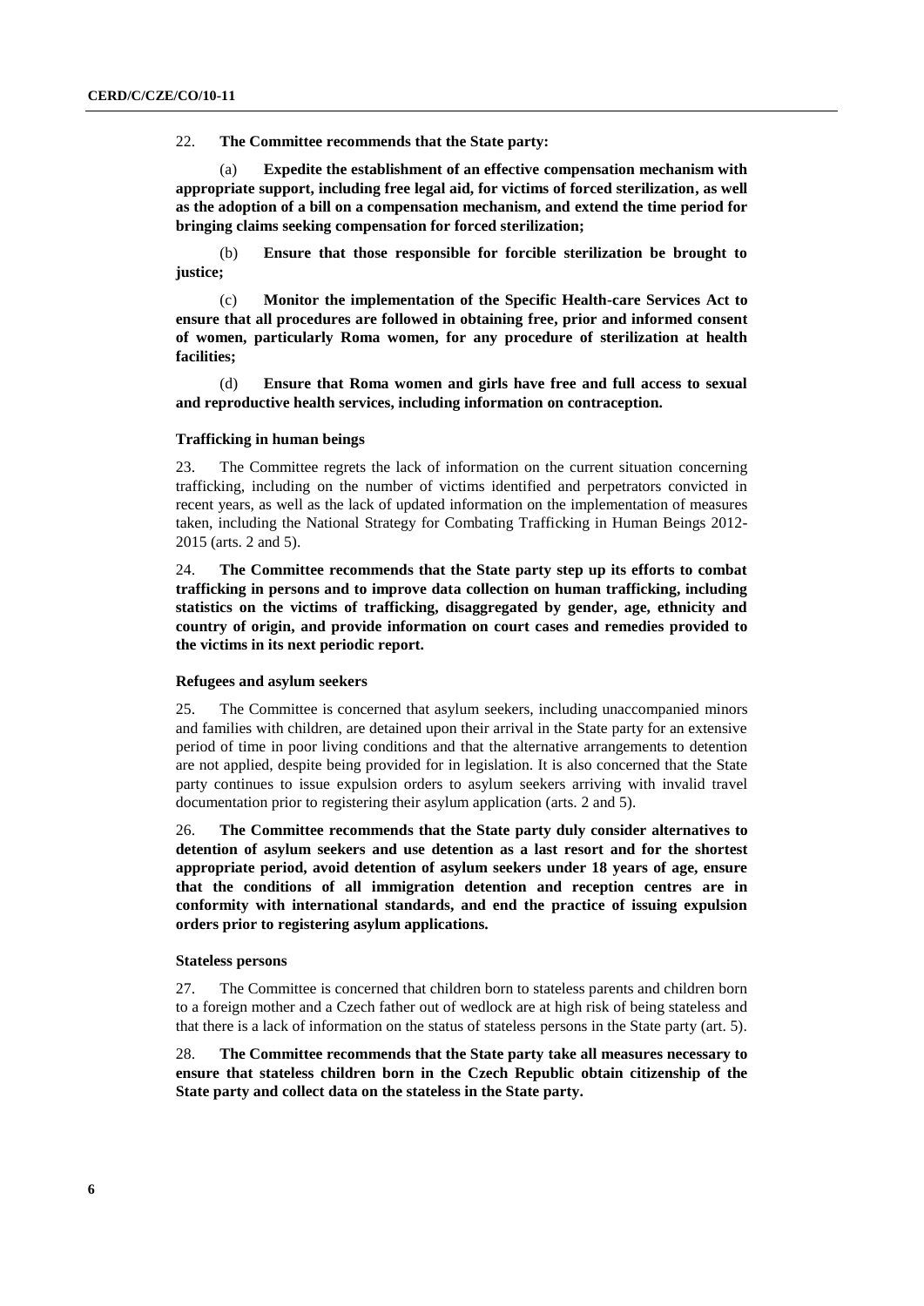22. **The Committee recommends that the State party:**

(a) **Expedite the establishment of an effective compensation mechanism with appropriate support, including free legal aid, for victims of forced sterilization, as well as the adoption of a bill on a compensation mechanism, and extend the time period for bringing claims seeking compensation for forced sterilization;**

(b) **Ensure that those responsible for forcible sterilization be brought to justice;**

(c) **Monitor the implementation of the Specific Health-care Services Act to ensure that all procedures are followed in obtaining free, prior and informed consent of women, particularly Roma women, for any procedure of sterilization at health facilities;**

(d) **Ensure that Roma women and girls have free and full access to sexual and reproductive health services, including information on contraception.**

#### Trafficking in human beings

23. The Committee regrets the lack of information on the current situation concerning trafficking, including on the number of victims identified and perpetrators convicted in recent years, as well as the lack of updated information on the implementation of measures taken, including the National Strategy for Combating Trafficking in Human Beings 2012-2015 (arts. 2 and 5).

24. **The Committee recommends that the State party step up its efforts to combat trafficking in persons and to improve data collection on human trafficking, including statistics on the victims of trafficking, disaggregated by gender, age, ethnicity and country of origin, and provide information on court cases and remedies provided to the victims in its next periodic report.**

#### Refugees and asylum seekers

25. The Committee is concerned that asylum seekers, including unaccompanied minors and families with children, are detained upon their arrival in the State party for an extensive period of time in poor living conditions and that the alternative arrangements to detention are not applied, despite being provided for in legislation. It is also concerned that the State party continues to issue expulsion orders to asylum seekers arriving with invalid travel documentation prior to registering their asylum application (arts. 2 and 5).

26. **The Committee recommends that the State party duly consider alternatives to detention of asylum seekers and use detention as a last resort and for the shortest appropriate period, avoid detention of asylum seekers under 18 years of age, ensure that the conditions of all immigration detention and reception centres are in conformity with international standards, and end the practice of issuing expulsion orders prior to registering asylum applications.**

#### Stateless persons

27. The Committee is concerned that children born to stateless parents and children born to a foreign mother and a Czech father out of wedlock are at high risk of being stateless and that there is a lack of information on the status of stateless persons in the State party (art. 5).

28. **The Committee recommends that the State party take all measures necessary to ensure that stateless children born in the Czech Republic obtain citizenship of the State party and collect data on the stateless in the State party.**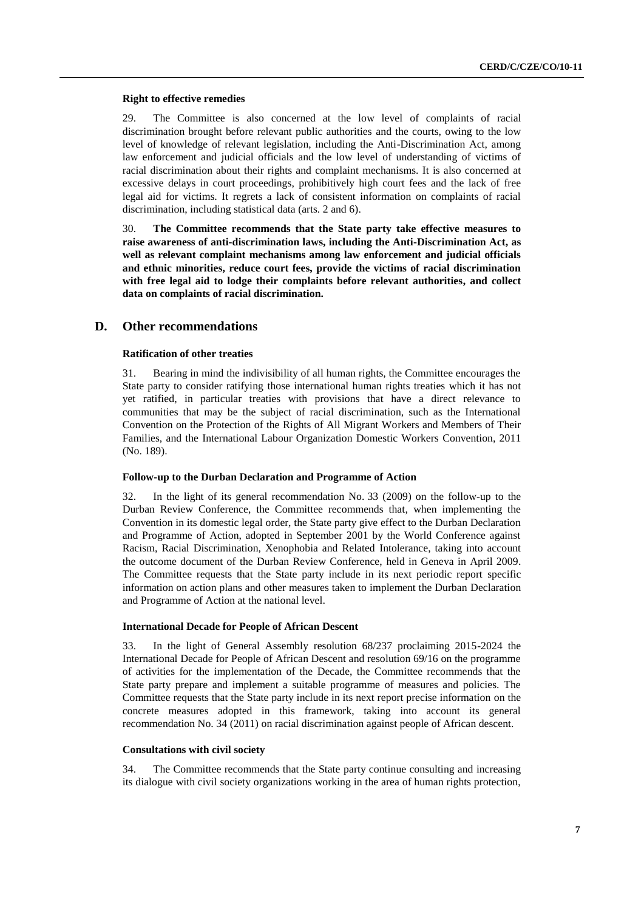#### Right to effective remedies

29. The Committee is also concerned at the low level of complaints of racial discrimination brought before relevant public authorities and the courts, owing to the low level of knowledge of relevant legislation, including the Anti-Discrimination Act, among law enforcement and judicial officials and the low level of understanding of victims of racial discrimination about their rights and complaint mechanisms. It is also concerned at excessive delays in court proceedings, prohibitively high court fees and the lack of free legal aid for victims. It regrets a lack of consistent information on complaints of racial discrimination, including statistical data (arts. 2 and 6).

30. **The Committee recommends that the State party take effective measures to raise awareness of anti-discrimination laws, including the Anti-Discrimination Act, as well as relevant complaint mechanisms among law enforcement and judicial officials and ethnic minorities, reduce court fees, provide the victims of racial discrimination with free legal aid to lodge their complaints before relevant authorities, and collect data on complaints of racial discrimination.**

### D. Other recommendations

#### Ratification of other treaties

31. Bearing in mind the indivisibility of all human rights, the Committee encourages the State party to consider ratifying those international human rights treaties which it has not yet ratified, in particular treaties with provisions that have a direct relevance to communities that may be the subject of racial discrimination, such as the International Convention on the Protection of the Rights of All Migrant Workers and Members of Their Families, and the International Labour Organization Domestic Workers Convention, 2011 (No. 189).

#### Follow-up to the Durban Declaration and Programme of Action

32. In the light of its general recommendation No. 33 (2009) on the follow-up to the Durban Review Conference, the Committee recommends that, when implementing the Convention in its domestic legal order, the State party give effect to the Durban Declaration and Programme of Action, adopted in September 2001 by the World Conference against Racism, Racial Discrimination, Xenophobia and Related Intolerance, taking into account the outcome document of the Durban Review Conference, held in Geneva in April 2009. The Committee requests that the State party include in its next periodic report specific information on action plans and other measures taken to implement the Durban Declaration and Programme of Action at the national level.

#### International Decade for People of African Descent

33. In the light of General Assembly resolution 68/237 proclaiming 2015-2024 the International Decade for People of African Descent and resolution 69/16 on the programme of activities for the implementation of the Decade, the Committee recommends that the State party prepare and implement a suitable programme of measures and policies. The Committee requests that the State party include in its next report precise information on the concrete measures adopted in this framework, taking into account its general recommendation No. 34 (2011) on racial discrimination against people of African descent.

#### Consultations with civil society

34. The Committee recommends that the State party continue consulting and increasing its dialogue with civil society organizations working in the area of human rights protection,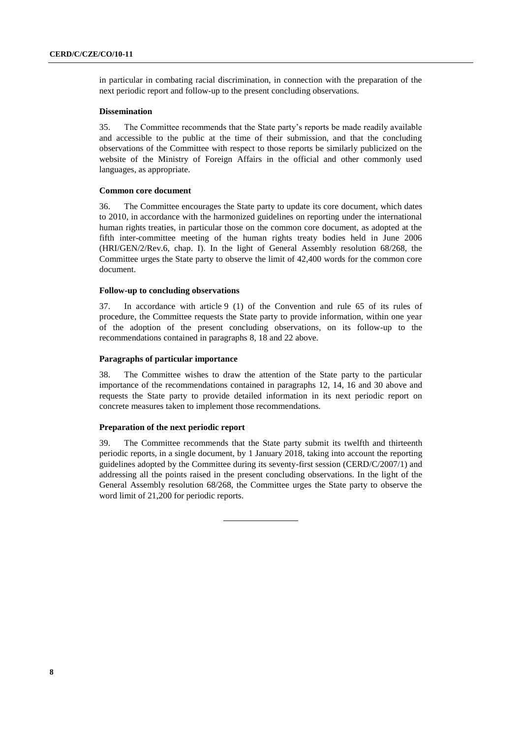in particular in combating racial discrimination, in connection with the preparation of the next periodic report and follow-up to the present concluding observations.

#### Dissemination

35. The Committee recommends that the State party's reports be made readily available and accessible to the public at the time of their submission, and that the concluding observations of the Committee with respect to those reports be similarly publicized on the website of the Ministry of Foreign Affairs in the official and other commonly used languages, as appropriate.

#### Common core document

36. The Committee encourages the State party to update its core document, which dates to 2010, in accordance with the harmonized guidelines on reporting under the international human rights treaties, in particular those on the common core document, as adopted at the fifth inter-committee meeting of the human rights treaty bodies held in June 2006 (HRI/GEN/2/Rev.6, chap. I). In the light of General Assembly resolution 68/268, the Committee urges the State party to observe the limit of 42,400 words for the common core document.

#### Follow-up to concluding observations

37. In accordance with article 9 (1) of the Convention and rule 65 of its rules of procedure, the Committee requests the State party to provide information, within one year of the adoption of the present concluding observations, on its follow-up to the recommendations contained in paragraphs 8, 18 and 22 above.

#### Paragraphs of particular importance

38. The Committee wishes to draw the attention of the State party to the particular importance of the recommendations contained in paragraphs 12, 14, 16 and 30 above and requests the State party to provide detailed information in its next periodic report on concrete measures taken to implement those recommendations.

#### Preparation of the next periodic report

39. The Committee recommends that the State party submit its twelfth and thirteenth periodic reports, in a single document, by 1 January 2018, taking into account the reporting guidelines adopted by the Committee during its seventy-first session (CERD/C/2007/1) and addressing all the points raised in the present concluding observations. In the light of the General Assembly resolution 68/268, the Committee urges the State party to observe the word limit of 21,200 for periodic reports.